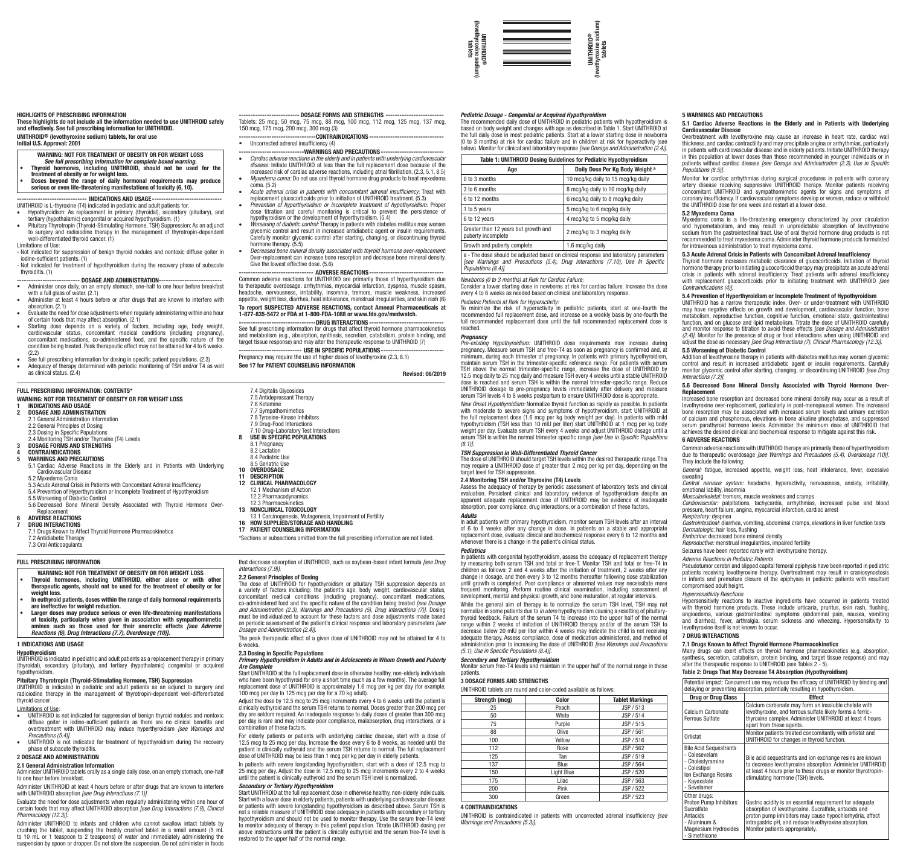**UNITHROID® (levothyroxine sodium) tablets**

## HIGHLIGHTS OF PRESCRIBING INFORMATION

**These highlights do not include all the information needed to use UNITHROID safely and effectively. See full prescribing information for UNITHROID.**

**UNITHROID® (levothyroxine sodium) tablets, for oral use**
**Initial U.S. Approval: 2001**

**WARNING: NOT FOR TREATMENT OF OBESITY OR FOR WEIGHT LOSS**
*See full prescribing information for complete boxed warning.*
- **Thyroid hormones, including UNITHROID, should not be used for the treatment of obesity or for weight loss.**
- **Doses beyond the range of daily hormonal requirements may produce serious or even life-threatening manifestations of toxicity (6, 10).**

**INDICATIONS AND USAGE**

UNITHROID is L-thyroxine (T4) indicated in pediatric and adult patients for:
- Hypothyroidism: As replacement in primary (thyroidal), secondary (pituitary), and tertiary (hypothalamic) congenital or acquired hypothyroidism. (1)
- Pituitary Thyrotropin (Thyroid-Stimulating Hormone, TSH) Suppression: As an adjunct to surgery and radioiodine therapy in the management of thyrotropin-dependent well-differentiated thyroid cancer. (1)

Limitations of Use:
- Not indicated for suppression of benign thyroid nodules and nontoxic diffuse goiter in iodine-sufficient patients. (1)
- Not indicated for treatment of hypothyroidism during the recovery phase of subacute thyroiditis. (1)

**DOSAGE AND ADMINISTRATION**

- Administer once daily, on an empty stomach, one-half to one hour before breakfast with a full glass of water. (2.1)
- Administer at least 4 hours before or after drugs that are known to interfere with absorption. (2.1)
- Evaluate the need for dose adjustments when regularly administering within one hour of certain foods that may affect absorption. (2.1)
- Starting dose depends on a variety of factors, including age, body weight, cardiovascular status, concomitant medical conditions (including pregnancy), concomitant medications, co-administered food, and the specific nature of the condition being treated. Peak therapeutic effect may not be attained for 4 to 6 weeks. (2.2)
- See full prescribing information for dosing in specific patient populations. (2.3)
- Adequacy of therapy determined with periodic monitoring of TSH and/or T4 as well as clinical status. (2.4)

**DOSAGE FORMS AND STRENGTHS**

Tablets: 25 mcg, 50 mcg, 75 mcg, 88 mcg, 100 mcg, 112 mcg, 125 mcg, 137 mcg, 150 mcg, 175 mcg, 200 mcg, 300 mcg (3)

**CONTRAINDICATIONS**

- Uncorrected adrenal insufficiency (4)

**WARNINGS AND PRECAUTIONS**

- *Cardiac adverse reactions in the elderly and in patients with underlying cardiovascular disease:* Initiate UNITHROID at less than the full replacement dose because of the increased risk of cardiac adverse reactions, including atrial fibrillation. (2.3, 5.1, 8.5)
- *Myxedema coma:* Do not use oral thyroid hormone drug products to treat myxedema coma. (5.2)
- *Acute adrenal crisis in patients with concomitant adrenal insufficiency:* Treat with replacement glucocorticoids prior to initiation of UNITHROID treatment. (5.3)
- *Prevention of hyperthyroidism or incomplete treatment of hypothyroidism:* Proper dose titration and careful monitoring is critical to prevent the persistence of hypothyroidism or the development of hyperthyroidism. (5.4)
- *Worsening of diabetic control:* Therapy in patients with diabetes mellitus may worsen glycemic control and result in increased antidiabetic agent or insulin requirements. Carefully monitor glycemic control after starting, changing, or discontinuing thyroid hormone therapy. (5.5)
- *Decreased bone mineral density associated with thyroid hormone over-replacement:* Over-replacement can increase bone resorption and decrease bone mineral density. Give the lowest effective dose. (5.6)

**ADVERSE REACTIONS**

Common adverse reactions for UNITHROID are primarily those of hyperthyroidism due to therapeutic overdosage: arrhythmias, myocardial infarction, dyspnea, muscle spasm, headache, nervousness, irritability, insomnia, tremors, muscle weakness, increased appetite, weight loss, diarrhea, heat intolerance, menstrual irregularities, and skin rash (6)

**To report SUSPECTED ADVERSE REACTIONS, contact Amneal Pharmaceuticals at 1-877-835-5472 or FDA at 1-800-FDA-1088 or www.fda.gov/medwatch.**

**DRUG INTERACTIONS**

See full prescribing information for drugs that affect thyroid hormone pharmacokinetics and metabolism (e.g., absorption, synthesis, secretion, catabolism, protein binding, and target tissue response) and may alter the therapeutic response to UNITHROID (7)

**USE IN SPECIFIC POPULATIONS**

Pregnancy may require the use of higher doses of levothyroxine (2.3, 8.1)

**See 17 for PATIENT COUNSELING INFORMATION**

**Revised: 06/2019**

## FULL PRESCRIBING INFORMATION: CONTENTS*

**WARNING: NOT FOR TREATMENT OF OBESITY OR FOR WEIGHT LOSS**
**1 INDICATIONS AND USAGE**
**2 DOSAGE AND ADMINISTRATION**
2.1 General Administration Information
2.2 General Principles of Dosing
2.3 Dosing in Specific Populations
2.4 Monitoring TSH and/or Thyroxine (T4) Levels
**3 DOSAGE FORMS AND STRENGTHS**
**4 CONTRAINDICATIONS**
**5 WARNINGS AND PRECAUTIONS**
5.1 Cardiac Adverse Reactions in the Elderly and in Patients with Underlying Cardiovascular Disease
5.2 Myxedema Coma
5.3 Acute Adrenal Crisis in Patients with Concomitant Adrenal Insufficiency
5.4 Prevention of Hyperthyroidism or Incomplete Treatment of Hypothyroidism
5.5 Worsening of Diabetic Control
5.6 Decreased Bone Mineral Density Associated with Thyroid Hormone Over-Replacement
**6 ADVERSE REACTIONS**
**7 DRUG INTERACTIONS**
7.1 Drugs Known to Affect Thyroid Hormone Pharmacokinetics
7.2 Antidiabetic Therapy
7.3 Oral Anticoagulants
7.4 Digitalis Glycosides
7.5 Antidepressant Therapy
7.6 Ketamine
7.7 Sympathomimetics
7.8 Tyrosine-Kinase Inhibitors
7.9 Drug-Food Interactions
7.10 Drug-Laboratory Test Interactions
**8 USE IN SPECIFIC POPULATIONS**
8.1 Pregnancy
8.2 Lactation
8.4 Pediatric Use
8.5 Geriatric Use
**10 OVERDOSAGE**
**11 DESCRIPTION**
**12 CLINICAL PHARMACOLOGY**
12.1 Mechanism of Action
12.2 Pharmacodynamics
12.3 Pharmacokinetics
**13 NONCLINICAL TOXICOLOGY**
13.1 Carcinogenesis, Mutagenesis, Impairment of Fertility
**16 HOW SUPPLIED/STORAGE AND HANDLING**
**17 PATIENT COUNSELING INFORMATION**

*Sections or subsections omitted from the full prescribing information are not listed.

## FULL PRESCRIBING INFORMATION

**WARNING: NOT FOR TREATMENT OF OBESITY OR FOR WEIGHT LOSS**
- **Thyroid hormones, including UNITHROID, either alone or with other therapeutic agents, should not be used for the treatment of obesity or for weight loss.**
- **In euthyroid patients, doses within the range of daily hormonal requirements are ineffective for weight reduction.**
- **Larger doses may produce serious or even life-threatening manifestations of toxicity, particularly when given in association with sympathomimetic amines such as those used for their anorectic effects** ***[see Adverse Reactions (6), Drug Interactions (7.7), Overdosage (10)].***

### 1 INDICATIONS AND USAGE

**Hypothyroidism**
UNITHROID is indicated in pediatric and adult patients as a replacement therapy in primary (thyroidal), secondary (pituitary), and tertiary (hypothalamic) congenital or acquired hypothyroidism.

**Pituitary Thyrotropin (Thyroid-Stimulating Hormone, TSH) Suppression**
UNITHROID is indicated in pediatric and adult patients as an adjunct to surgery and radioiodine therapy in the management of thyrotropin-dependent well-differentiated thyroid cancer.

Limitations of Use:
- UNITHROID is not indicated for suppression of benign thyroid nodules and nontoxic diffuse goiter in iodine-sufficient patients as there are no clinical benefits and overtreatment with UNITHROID may induce hyperthyroidism *[see Warnings and Precautions (5.4)]*.
- UNITHROID is not indicated for treatment of hypothyroidism during the recovery phase of subacute thyroiditis.

### 2 DOSAGE AND ADMINISTRATION

**2.1 General Administration Information**
Administer UNITHROID tablets orally as a single daily dose, on an empty stomach, one-half to one hour before breakfast.

Administer UNITHROID at least 4 hours before or after drugs that are known to interfere with UNITHROID absorption *[see Drug Interactions (7.1)]*.

Evaluate the need for dose adjustments when regularly administering within one hour of certain foods that may affect UNITHROID absorption *[see Drug Interactions (7.9), Clinical Pharmacology (12.3)]*.

Administer UNITHROID to infants and children who cannot swallow intact tablets by crushing the tablet, suspending the freshly crushed tablet in a small amount (5 mL to 10 mL or 1 teaspoon to 2 teaspoons) of water and immediately administering the suspension by spoon or dropper. Do not store the suspension. Do not administer in foods that decrease absorption of UNITHROID, such as soybean-based infant formula *[see Drug Interactions (7.9)]*.

**2.2 General Principles of Dosing**
The dose of UNITHROID for hypothyroidism or pituitary TSH suppression depends on a variety of factors including: the patient's age, body weight, cardiovascular status, concomitant medical conditions (including pregnancy), concomitant medications, co-administered food and the specific nature of the condition being treated *[see Dosage and Administration (2.3), Warnings and Precautions (5), Drug Interactions (7)]*. Dosing must be individualized to account for these factors and dose adjustments made based on periodic assessment of the patient's clinical response and laboratory parameters *[see Dosage and Administration (2.4)]*.

The peak therapeutic effect of a given dose of UNITHROID may not be attained for 4 to 6 weeks.

**2.3 Dosing in Specific Populations**

***Primary Hypothyroidism in Adults and in Adolescents in Whom Growth and Puberty Are Complete***
Start UNITHROID at the full replacement dose in otherwise healthy, non-elderly individuals who have been hypothyroid for only a short time (such as a few months). The average full replacement dose of UNITHROID is approximately 1.6 mcg per kg per day (for example: 100 mcg per day to 125 mcg per day for a 70 kg adult).

Adjust the dose by 12.5 mcg to 25 mcg increments every 4 to 6 weeks until the patient is clinically euthyroid and the serum TSH returns to normal. Doses greater than 200 mcg per day are seldom required. An inadequate response to daily doses of greater than 300 mcg per day is rare and may indicate poor compliance, malabsorption, drug interactions, or a combination of these factors.

For elderly patients or patients with underlying cardiac disease, start with a dose of 12.5 mcg to 25 mcg per day. Increase the dose every 6 to 8 weeks, as needed until the patient is clinically euthyroid and the serum TSH returns to normal. The full replacement dose of UNITHROID may be less than 1 mcg per kg per day in elderly patients.

In patients with severe longstanding hypothyroidism, start with a dose of 12.5 mcg to 25 mcg per day. Adjust the dose in 12.5 mcg to 25 mcg increments every 2 to 4 weeks until the patient is clinically euthyroid and the serum TSH level is normalized.

***Secondary or Tertiary Hypothyroidism***
Start UNITHROID at the full replacement dose in otherwise healthy, non-elderly individuals. Start with a lower dose in elderly patients, patients with underlying cardiovascular disease or patients with severe longstanding hypothyroidism as described above. Serum TSH is not a reliable measure of UNITHROID dose adequacy in patients with secondary or tertiary hypothyroidism and should not be used to monitor therapy. Use the serum free-T4 level to monitor adequacy of therapy in this patient population. Titrate UNITHROID dosing per above instructions until the patient is clinically euthyroid and the serum free-T4 level is restored to the upper half of the normal range.

***Pediatric Dosage - Congenital or Acquired Hypothyroidism***
The recommended daily dose of UNITHROID in pediatric patients with hypothyroidism is based on body weight and changes with age as described in Table 1. Start UNITHROID at the full daily dose in most pediatric patients. Start at a lower starting dose in newborns (0 to 3 months) at risk for cardiac failure and in children at risk for hyperactivity (see below). Monitor for clinical and laboratory response *[see Dosage and Administration (2.4)]*.

**Table 1: UNITHROID Dosing Guidelines for Pediatric Hypothyroidism**

| Age | Daily Dose Per Kg Body Weight [a] |
|---|---|
| 0 to 3 months | 10 mcg/kg daily to 15 mcg/kg daily |
| 3 to 6 months | 8 mcg/kg daily to 10 mcg/kg daily |
| 6 to 12 months | 6 mcg/kg daily to 8 mcg/kg daily |
| 1 to 5 years | 5 mcg/kg to 6 mcg/kg daily |
| 6 to 12 years | 4 mcg/kg to 5 mcg/kg daily |
| Greater than 12 years but growth and puberty incomplete | 2 mcg/kg to 3 mcg/kg daily |
| Growth and puberty complete | 1.6 mcg/kg daily |

a - The dose should be adjusted based on clinical response and laboratory parameters *[see Warnings and Precautions (5.4), Drug Interactions (7.10), Use In Specific Populations (8.4)]*.

*Newborns (0 to 3 months) at Risk for Cardiac Failure:*
Consider a lower starting dose in newborns at risk for cardiac failure. Increase the dose every 4 to 6 weeks as needed based on clinical and laboratory response.

*Pediatric Patients at Risk for Hyperactivity:*
To minimize the risk of hyperactivity in pediatric patients, start at one-fourth the recommended full replacement dose, and increase on a weekly basis by one-fourth the full recommended replacement dose until the full recommended replacement dose is reached.

***Pregnancy***
*Pre-existing Hypothyroidism:* UNITHROID dose requirements may increase during pregnancy. Measure serum TSH and free-T4 as soon as pregnancy is confirmed and, at minimum, during each trimester of pregnancy. In patients with primary hypothyroidism, maintain serum TSH in the trimester-specific reference range. For patients with serum TSH above the normal trimester-specific range, increase the dose of UNITHROID by 12.5 mcg to 25 mcg per day and measure TSH every 4 weeks until a stable UNITHROID dose is reached and serum TSH is within the normal trimester-specific range. Reduce UNITHROID dosage to pre-pregnancy levels immediately after delivery and measure serum TSH levels 4 to 8 weeks postpartum to ensure UNITHROID dose is appropriate.

*New Onset Hypothyroidism:* Normalize thyroid function as rapidly as possible. In patients with moderate to severe signs and symptoms of hypothyroidism, start UNITHROID at the full replacement dose (1.6 mcg per kg body weight per day). In patients with mild hypothyroidism (TSH less than 10 mIU per liter) start UNITHROID at 1 mcg per kg body weight per day. Evaluate serum TSH every 4 weeks and adjust UNITHROID dosage until a serum TSH is within the normal trimester specific range *[see Use in Specific Populations (8.1)]*.

***TSH Suppression in Well-Differentiated Thyroid Cancer***
The dose of UNITHROID should target TSH levels within the desired therapeutic range. This may require a UNITHROID dose of greater than 2 mcg per kg per day, depending on the target level for TSH suppression.

**2.4 Monitoring TSH and/or Thyroxine (T4) Levels**
Assess the adequacy of therapy by periodic assessment of laboratory tests and clinical evaluation. Persistent clinical and laboratory evidence of hypothyroidism despite an apparent adequate replacement dose of UNITHROID may be evidence of inadequate absorption, poor compliance, drug interactions, or a combination of these factors.

***Adults***
In adult patients with primary hypothyroidism, monitor serum TSH levels after an interval of 6 to 8 weeks after any change in dose. In patients on a stable and appropriate replacement dose, evaluate clinical and biochemical response every 6 to 12 months and whenever there is a change in the patient's clinical status.

***Pediatrics***
In patients with congenital hypothyroidism, assess the adequacy of replacement therapy by measuring both serum TSH and total or free-T4. Monitor TSH and total or free-T4 in children as follows: 2 and 4 weeks after the initiation of treatment, 2 weeks after any change in dosage, and then every 3 to 12 months thereafter following dose stabilization until growth is completed. Poor compliance or abnormal values may necessitate more frequent monitoring. Perform routine clinical examination, including assessment of development, mental and physical growth, and bone maturation, at regular intervals.

While the general aim of therapy is to normalize the serum TSH level, TSH may not normalize in some patients due to *in utero* hypothyroidism causing a resetting of pituitary-thyroid feedback. Failure of the serum T4 to increase into the upper half of the normal range within 2 weeks of initiation of UNITHROID therapy and/or of the serum TSH to decrease below 20 mIU per liter within 4 weeks may indicate the child is not receiving adequate therapy. Assess compliance, dose of medication administered, and method of administration prior to increasing the dose of UNITHROID *[see Warnings and Precautions (5.1), Use in Specific Populations (8.4)]*.

***Secondary and Tertiary Hypothyroidism***
Monitor serum free-T4 levels and maintain in the upper half of the normal range in these patients.

### 3 DOSAGE FORMS AND STRENGTHS

UNITHROID tablets are round and color-coded available as follows:

| Strength (mcg) | Color | Tablet Markings |
|---|---|---|
| 25 | Peach | JSP / 513 |
| 50 | White | JSP / 514 |
| 75 | Purple | JSP / 515 |
| 88 | Olive | JSP / 561 |
| 100 | Yellow | JSP / 516 |
| 112 | Rose | JSP / 562 |
| 125 | Tan | JSP / 519 |
| 137 | Blue | JSP / 564 |
| 150 | Light Blue | JSP / 520 |
| 175 | Lilac | JSP / 563 |
| 200 | Pink | JSP / 522 |
| 300 | Green | JSP / 523 |

### 4 CONTRAINDICATIONS

UNITHROID is contraindicated in patients with uncorrected adrenal insufficiency *[see Warnings and Precautions (5.3)]*.

### 5 WARNINGS AND PRECAUTIONS

**5.1 Cardiac Adverse Reactions in the Elderly and in Patients with Underlying Cardiovascular Disease**
Overtreatment with levothyroxine may cause an increase in heart rate, cardiac wall thickness, and cardiac contractility and may precipitate angina or arrhythmias, particularly in patients with cardiovascular disease and in elderly patients. Initiate UNITHROID therapy in this population at lower doses than those recommended in younger individuals or in patients without cardiac disease *[see Dosage and Administration (2.3), Use in Specific Populations (8.5)]*.

Monitor for cardiac arrhythmias during surgical procedures in patients with coronary artery disease receiving suppressive UNITHROID therapy. Monitor patients receiving concomitant UNITHROID and sympathomimetic agents for signs and symptoms of coronary insufficiency. If cardiovascular symptoms develop or worsen, reduce or withhold the UNITHROID dose for one week and restart at a lower dose.

**5.2 Myxedema Coma**
Myxedema coma is a life-threatening emergency characterized by poor circulation and hypometabolism, and may result in unpredictable absorption of levothyroxine sodium from the gastrointestinal tract. Use of oral thyroid hormone drug products is not recommended to treat myxedema coma. Administer thyroid hormone products formulated for intravenous administration to treat myxedema coma.

**5.3 Acute Adrenal Crisis in Patients with Concomitant Adrenal Insufficiency**
Thyroid hormone increases metabolic clearance of glucocorticoids. Initiation of thyroid hormone therapy prior to initiating glucocorticoid therapy may precipitate an acute adrenal crisis in patients with adrenal insufficiency. Treat patients with adrenal insufficiency with replacement glucocorticoids prior to initiating treatment with UNITHROID *[see Contraindications (4)]*.

**5.4 Prevention of Hyperthyroidism or Incomplete Treatment of Hypothyroidism**
UNITHROID has a narrow therapeutic index. Over- or under-treatment with UNITHROID may have negative effects on growth and development, cardiovascular function, bone metabolism, reproductive function, cognitive function, emotional state, gastrointestinal function, and on glucose and lipid metabolism. Titrate the dose of UNITHROID carefully and monitor response to titration to avoid these effects *[see Dosage and Administration (2.4)]*. Monitor for the presence of drug or food interactions when using UNITHROID and adjust the dose as necessary *[see Drug Interactions (7), Clinical Pharmacology (12.3)]*.

**5.5 Worsening of Diabetic Control**
Addition of levothyroxine therapy in patients with diabetes mellitus may worsen glycemic control and result in increased antidiabetic agent or insulin requirements. Carefully monitor glycemic control after starting, changing, or discontinuing UNITHROID *[see Drug Interactions (7.2)]*.

**5.6 Decreased Bone Mineral Density Associated with Thyroid Hormone Over-Replacement**
Increased bone resorption and decreased bone mineral density may occur as a result of levothyroxine over-replacement, particularly in post-menopausal women. The increased bone resorption may be associated with increased serum levels and urinary excretion of calcium and phosphorous, elevations in bone alkaline phosphatase, and suppressed serum parathyroid hormone levels. Administer the minimum dose of UNITHROID that achieves the desired clinical and biochemical response to mitigate against this risk.

### 6 ADVERSE REACTIONS

Common adverse reactions with UNITHROID therapy are primarily those of hyperthyroidism due to therapeutic overdosage *[see Warnings and Precautions (5.4), Overdosage (10)]*. They include the following:

*General:* fatigue, increased appetite, weight loss, heat intolerance, fever, excessive sweating
*Central nervous system:* headache, hyperactivity, nervousness, anxiety, irritability, emotional lability, insomnia
*Musculoskeletal:* tremors, muscle weakness and cramps
*Cardiovascular:* palpitations, tachycardia, arrhythmias, increased pulse and blood pressure, heart failure, angina, myocardial infarction, cardiac arrest
*Respiratory:* dyspnea
*Gastrointestinal:* diarrhea, vomiting, abdominal cramps, elevations in liver function tests
*Dermatologic:* hair loss, flushing
*Endocrine:* decreased bone mineral density
*Reproductive:* menstrual irregularities, impaired fertility

Seizures have been reported rarely with levothyroxine therapy.

*Adverse Reactions in Pediatric Patients*
Pseudotumor cerebri and slipped capital femoral epiphysis have been reported in pediatric patients receiving levothyroxine therapy. Overtreatment may result in craniosynostosis in infants and premature closure of the epiphyses in pediatric patients with resultant compromised adult height.

*Hypersensitivity Reactions*
Hypersensitivity reactions to inactive ingredients have occurred in patients treated with thyroid hormone products. These include urticaria, pruritus, skin rash, flushing, angioedema, various gastrointestinal symptoms (abdominal pain, nausea, vomiting and diarrhea), fever, arthralgia, serum sickness and wheezing. Hypersensitivity to levothyroxine itself is not known to occur.

### 7 DRUG INTERACTIONS

**7.1 Drugs Known to Affect Thyroid Hormone Pharmacokinetics**
Many drugs can exert effects on thyroid hormone pharmacokinetics (e.g. absorption, synthesis, secretion, catabolism, protein binding, and target tissue response) and may alter the therapeutic response to UNITHROID (see Tables 2 - 5).

**Table 2: Drugs That May Decrease T4 Absorption (Hypothyroidism)**

| Potential impact: Concurrent use may reduce the efficacy of UNITHROID by binding and delaying or preventing absorption, potentially resulting in hypothyroidism. | |
|---|---|
| **Drug or Drug Class** | **Effect** |
| Calcium Carbonate<br>Ferrous Sulfate | Calcium carbonate may form an insoluble chelate with levothyroxine, and ferrous sulfate likely forms a ferric-thyroxine complex. Administer UNITHROID at least 4 hours apart from these agents. |
| Orlistat | Monitor patients treated concomitantly with orlistat and UNITHROID for changes in thyroid function. |
| Bile Acid Sequestrants<br>- Colesevelam<br>- Cholestyramine<br>- Colestipol<br>Ion Exchange Resins<br>- Kayexalate<br>- Sevelamer | Bile acid sequestrants and ion exchange resins are known to decrease levothyroxine absorption. Administer UNITHROID at least 4 hours prior to these drugs or monitor thyrotropin-stimulating hormone (TSH) levels. |
| Other drugs:<br>Proton Pump Inhibitors<br>Sucralfate<br>Antacids<br>- Aluminum &<br>Magnesium Hydroxides<br>- Simethicone | Gastric acidity is an essential requirement for adequate absorption of levothyroxine. Sucralfate, antacids and proton pump inhibitors may cause hypochlorhydria, affect intragastric pH, and reduce levothyroxine absorption. Monitor patients appropriately. |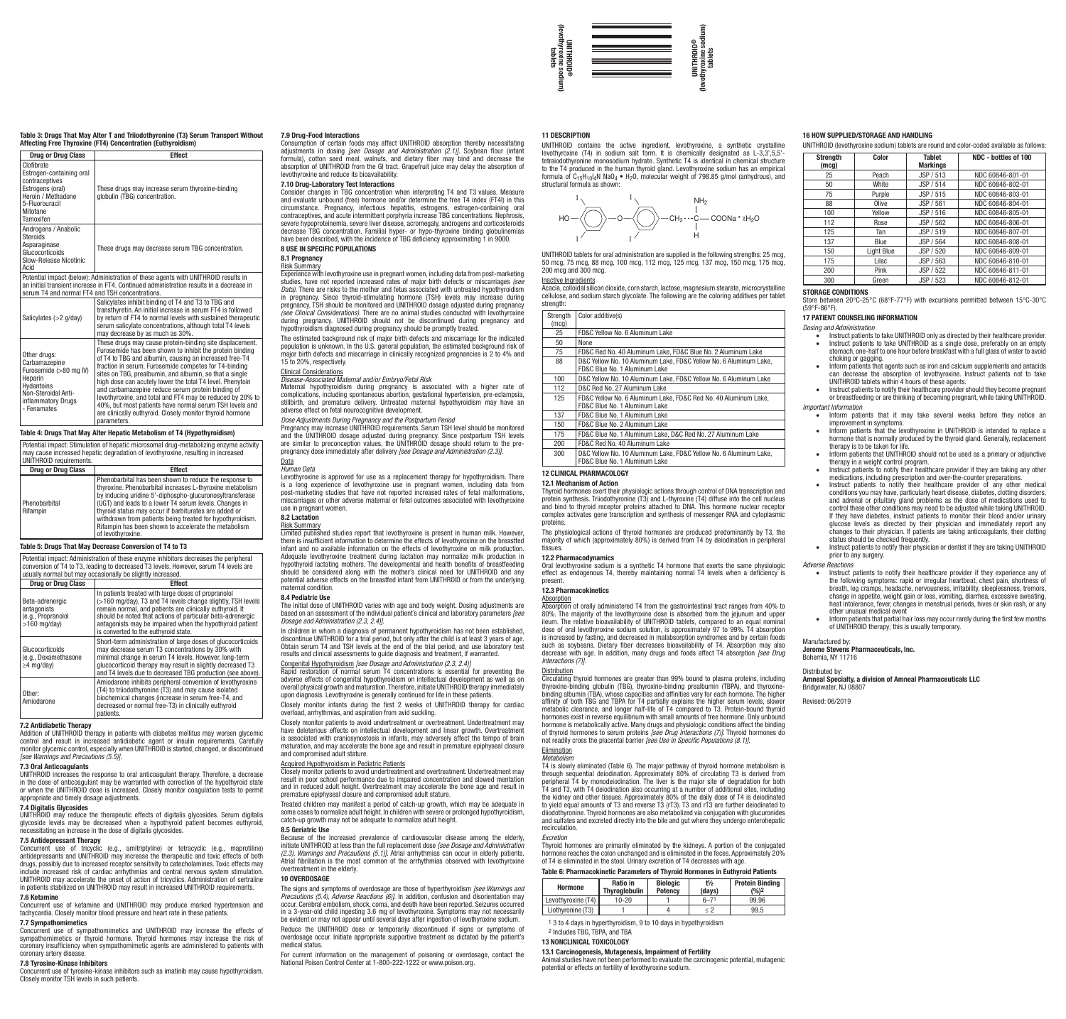UNITHROID® (levothyroxine sodium) tablets

**Table 3: Drugs That May Alter T and Triiodothyronine (T3) Serum Transport Without Affecting Free Thyroxine (FT4) Concentration (Euthyroidism)**

| Drug or Drug Class | Effect |
|---|---|
| Clofibrate<br>Estrogen-containing oral contraceptives<br>Estrogens (oral)<br>Heroin / Methadone<br>5-Fluorouracil<br>Mitotane<br>Tamoxifen | These drugs may increase serum thyroxine-binding globulin (TBG) concentration. |
| Androgens / Anabolic Steroids<br>Asparaginase<br>Glucocorticoids<br>Slow-Release Nicotinic Acid | These drugs may decrease serum TBG concentration. |
| Potential impact (below): Administration of these agents with UNITHROID results in an initial transient increase in FT4. Continued administration results in a decrease in serum T4 and normal FT4 and TSH concentrations. | |
| Salicylates (>2 g/day) | Salicylates inhibit binding of T4 and T3 to TBG and transthyretin. An initial increase in serum FT4 is followed by return of FT4 to normal levels with sustained therapeutic serum salicylate concentrations, although total T4 levels may decrease by as much as 30%. |
| Other drugs:<br>Carbamazepine<br>Furosemide (>80 mg IV)<br>Heparin<br>Hydantoins<br>Non-Steroidal Anti-inflammatory Drugs<br>- Fenamates | These drugs may cause protein-binding site displacement. Furosemide has been shown to inhibit the protein binding of T4 to TBG and albumin, causing an increased free-T4 fraction in serum. Furosemide competes for T4-binding sites on TBG, prealbumin, and albumin, so that a single high dose can acutely lower the total T4 level. Phenytoin and carbamazepine reduce serum protein binding of levothyroxine, and total and FT4 may be reduced by 20% to 40%, but most patients have normal serum TSH levels and are clinically euthyroid. Closely monitor thyroid hormone parameters. |

**Table 4: Drugs That May Alter Hepatic Metabolism of T4 (Hypothyroidism)**

| Drug or Drug Class | Effect |
|---|---|
| Potential impact: Stimulation of hepatic microsomal drug-metabolizing enzyme activity may cause increased hepatic degradation of levothyroxine, resulting in increased UNITHROID requirements. | |
| Phenobarbital<br>Rifampin | Phenobarbital has been shown to reduce the response to thyroxine. Phenobarbital increases L-thyroxine metabolism by inducing uridine 5'-diphospho-glucuronosyltransferase (UGT) and leads to a lower T4 serum levels. Changes in thyroid status may occur if barbiturates are added or withdrawn from patients being treated for hypothyroidism. Rifampin has been shown to accelerate the metabolism of levothyroxine. |

**Table 5: Drugs That May Decrease Conversion of T4 to T3**

| Drug or Drug Class | Effect |
|---|---|
| Potential impact: Administration of these enzyme inhibitors decreases the peripheral conversion of T4 to T3, leading to decreased T3 levels. However, serum T4 levels are usually normal but may occasionally be slightly increased. | |
| Beta-adrenergic antagonists (e.g., Propranolol >160 mg/day) | In patients treated with large doses of propranolol (>160 mg/day), T3 and T4 levels change slightly, TSH levels remain normal, and patients are clinically euthyroid. It should be noted that actions of particular beta-adrenergic antagonists may be impaired when the hypothyroid state is converted to the euthyroid state. |
| Glucocorticoids (e.g., Dexamethasone ≥4 mg/day) | Short-term administration of large doses of glucocorticoids may decrease serum T3 concentrations by 30% with minimal change in serum T4 levels. However, long-term glucocorticoid therapy may result in slightly decreased T3 and T4 levels due to decreased TBG production (see above). |
| Other:<br>Amiodarone | Amiodarone inhibits peripheral conversion of levothyroxine (T4) to triiodothyronine (T3) and may cause isolated biochemical changes (increase in serum free-T4, and decreased or normal free-T3) in clinically euthyroid patients. |

**7.2 Antidiabetic Therapy**

Addition of UNITHROID therapy in patients with diabetes mellitus may worsen glycemic control and result in increased antidiabetic agent or insulin requirements. Carefully monitor glycemic control, especially when UNITHROID is started, changed, or discontinued *[see Warnings and Precautions (5.5)]*.

**7.3 Oral Anticoagulants**

UNITHROID increases the response to oral anticoagulant therapy. Therefore, a decrease in the dose of anticoagulant may be warranted with correction of the hypothyroid state or when the UNITHROID dose is increased. Closely monitor coagulation tests to permit appropriate and timely dosage adjustments.

**7.4 Digitalis Glycosides**

UNITHROID may reduce the therapeutic effects of digitalis glycosides. Serum digitalis glycoside levels may be decreased when a hypothyroid patient becomes euthyroid, necessitating an increase in the dose of digitalis glycosides.

**7.5 Antidepressant Therapy**

Concurrent use of tricyclic (e.g., amitriptyline) or tetracyclic (e.g., maprotiline) antidepressants and UNITHROID may increase the therapeutic and toxic effects of both drugs, possibly due to increased receptor sensitivity to catecholamines. Toxic effects may include increased risk of cardiac arrhythmias and central nervous system stimulation. UNITHROID may accelerate the onset of action of tricyclics. Administration of sertraline in patients stabilized on UNITHROID may result in increased UNITHROID requirements.

**7.6 Ketamine**

Concurrent use of ketamine and UNITHROID may produce marked hypertension and tachycardia. Closely monitor blood pressure and heart rate in these patients.

**7.7 Sympathomimetics**

Concurrent use of sympathomimetics and UNITHROID may increase the effects of sympathomimetics or thyroid hormone. Thyroid hormones may increase the risk of coronary insufficiency when sympathomimetic agents are administered to patients with coronary artery disease.

**7.8 Tyrosine-Kinase Inhibitors**

Concurrent use of tyrosine-kinase inhibitors such as imatinib may cause hypothyroidism. Closely monitor TSH levels in such patients.

**7.9 Drug-Food Interactions**

Consumption of certain foods may affect UNITHROID absorption thereby necessitating adjustments in dosing *[see Dosage and Administration (2.1)]*. Soybean flour (infant formula), cotton seed meal, walnuts, and dietary fiber may bind and decrease the absorption of UNITHROID from the GI tract. Grapefruit juice may delay the absorption of levothyroxine and reduce its bioavailability.

**7.10 Drug-Laboratory Test Interactions**

Consider changes in TBG concentration when interpreting T4 and T3 values. Measure and evaluate unbound (free) hormone and/or determine the free T4 index (FT4I) in this circumstance. Pregnancy, infectious hepatitis, estrogens, estrogen-containing oral contraceptives, and acute intermittent porphyria increase TBG concentrations. Nephrosis, severe hypoproteinemia, severe liver disease, acromegaly, androgens and corticosteroids decrease TBG concentration. Familial hyper- or hypo-thyroxine binding globulinemias have been described, with the incidence of TBG deficiency approximating 1 in 9000.

## 8 USE IN SPECIFIC POPULATIONS

**8.1 Pregnancy**

Risk Summary

Experience with levothyroxine use in pregnant women, including data from post-marketing studies, have not reported increased rates of major birth defects or miscarriages *(see Data)*. There are risks to the mother and fetus associated with untreated hypothyroidism in pregnancy. Since thyroid-stimulating hormone (TSH) levels may increase during pregnancy, TSH should be monitored and UNITHROID dosage adjusted during pregnancy *(see Clinical Considerations)*. There are no animal studies conducted with levothyroxine during pregnancy. UNITHROID should not be discontinued during pregnancy and hypothyroidism diagnosed during pregnancy should be promptly treated.

The estimated background risk of major birth defects and miscarriage for the indicated population is unknown. In the U.S. general population, the estimated background risk of major birth defects and miscarriage in clinically recognized pregnancies is 2 to 4% and 15 to 20%, respectively.

Clinical Considerations

*Disease-Associated Maternal and/or Embryo/Fetal Risk*

Maternal hypothyroidism during pregnancy is associated with a higher rate of complications, including spontaneous abortion, gestational hypertension, pre-eclampsia, stillbirth, and premature delivery. Untreated maternal hypothyroidism may have an adverse effect on fetal neurocognitive development.

*Dose Adjustments During Pregnancy and the Postpartum Period*

Pregnancy may increase UNITHROID requirements. Serum TSH level should be monitored and the UNITHROID dosage adjusted during pregnancy. Since postpartum TSH levels are similar to preconception values, the UNITHROID dosage should return to the pre-pregnancy dose immediately after delivery *[see Dosage and Administration (2.3)]*.

Data

*Human Data*

Levothyroxine is approved for use as a replacement therapy for hypothyroidism. There is a long experience of levothyroxine use in pregnant women, including data from post-marketing studies that have not reported increased rates of fetal malformations, miscarriages or other adverse maternal or fetal outcomes associated with levothyroxine use in pregnant women.

**8.2 Lactation**

Risk Summary

Limited published studies report that levothyroxine is present in human milk. However, there is insufficient information to determine the effects of levothyroxine on the breastfed infant and no available information on the effects of levothyroxine on milk production. Adequate levothyroxine treatment during lactation may normalize milk production in hypothyroid lactating mothers. The developmental and health benefits of breastfeeding should be considered along with the mother's clinical need for UNITHROID and any potential adverse effects on the breastfed infant from UNITHROID or from the underlying maternal condition.

**8.4 Pediatric Use**

The initial dose of UNITHROID varies with age and body weight. Dosing adjustments are based on an assessment of the individual patient's clinical and laboratory parameters *[see Dosage and Administration (2.3, 2.4)]*.

In children in whom a diagnosis of permanent hypothyroidism has not been established, discontinue UNITHROID for a trial period, but only after the child is at least 3 years of age. Obtain serum T4 and TSH levels at the end of the trial period, and use laboratory test results and clinical assessments to guide diagnosis and treatment, if warranted.

Congenital Hypothyroidism *[see Dosage and Administration (2.3, 2.4)]*

Rapid restoration of normal serum T4 concentrations is essential for preventing the adverse effects of congenital hypothyroidism on intellectual development as well as on overall physical growth and maturation. Therefore, initiate UNITHROID therapy immediately upon diagnosis. Levothyroxine is generally continued for life in these patients.

Closely monitor infants during the first 2 weeks of UNITHROID therapy for cardiac overload, arrhythmias, and aspiration from avid suckling.

Closely monitor patients to avoid undertreatment or overtreatment. Undertreatment may have deleterious effects on intellectual development and linear growth. Overtreatment is associated with craniosynostosis in infants, may adversely affect the tempo of brain maturation, and may accelerate the bone age and result in premature epiphyseal closure and compromised adult stature.

Acquired Hypothyroidism in Pediatric Patients

Closely monitor patients to avoid undertreatment and overtreatment. Undertreatment may result in poor school performance due to impaired concentration and slowed mentation and in reduced adult height. Overtreatment may accelerate the bone age and result in premature epiphyseal closure and compromised adult stature.

Treated children may manifest a period of catch-up growth, which may be adequate in some cases to normalize adult height. In children with severe or prolonged hypothyroidism, catch-up growth may not be adequate to normalize adult height.

**8.5 Geriatric Use**

Because of the increased prevalence of cardiovascular disease among the elderly, initiate UNITHROID at less than the full replacement dose *[see Dosage and Administration (2.3), Warnings and Precautions (5.1)]*. Atrial fibrillation is the most common of the arrhythmias observed with levothyroxine overtreatment in the elderly.

## 10 OVERDOSAGE

The signs and symptoms of overdosage are those of hyperthyroidism *[see Warnings and Precautions (5.4), Adverse Reactions (6)]*. In addition, confusion and disorientation may occur. Cerebral embolism, shock, coma, and death have been reported. Seizures occurred in a 3-year-old child ingesting 3.6 mg of levothyroxine. Symptoms may not necessarily be evident or may not appear until several days after ingestion of levothyroxine sodium.

Reduce the UNITHROID dose or temporarily discontinued if signs or symptoms of overdosage occur. Initiate appropriate supportive treatment as dictated by the patient's medical status.

For current information on the management of poisoning or overdosage, contact the National Poison Control Center at 1-800-222-1222 or www.poison.org.

## 11 DESCRIPTION

UNITHROID contains the active ingredient, levothyroxine, a synthetic crystalline levothyroxine (T4) in sodium salt form. It is chemically designated as L-3,3',5,5'-tetraiodothyronine monosodium hydrate. Synthetic T4 is identical in chemical structure to the T4 produced in the human thyroid gland. Levothyroxine sodium has an empirical formula of $C_{15}H_{10}I_4N\ NaO_4 \cdot H_2O$, molecular weight of 798.85 g/mol (anhydrous), and structural formula as shown:

UNITHROID tablets for oral administration are supplied in the following strengths: 25 mcg, 50 mcg, 75 mcg, 88 mcg, 100 mcg, 112 mcg, 125 mcg, 137 mcg, 150 mcg, 175 mcg, 200 mcg and 300 mcg.

Inactive Ingredients

Acacia, colloidal silicon dioxide, corn starch, lactose, magnesium stearate, microcrystalline cellulose, and sodium starch glycolate. The following are the coloring additives per tablet strength:

| Strength (mcg) | Color additive(s) |
|---|---|
| 25 | FD&C Yellow No. 6 Aluminum Lake |
| 50 | None |
| 75 | FD&C Red No. 40 Aluminum Lake, FD&C Blue No. 2 Aluminum Lake |
| 88 | D&C Yellow No. 10 Aluminum Lake, FD&C Yellow No. 6 Aluminum Lake, FD&C Blue No. 1 Aluminum Lake |
| 100 | D&C Yellow No. 10 Aluminum Lake, FD&C Yellow No. 6 Aluminum Lake |
| 112 | D&C Red No. 27 Aluminum Lake |
| 125 | FD&C Yellow No. 6 Aluminum Lake, FD&C Red No. 40 Aluminum Lake, FD&C Blue No. 1 Aluminum Lake |
| 137 | FD&C Blue No. 1 Aluminum Lake |
| 150 | FD&C Blue No. 2 Aluminum Lake |
| 175 | FD&C Blue No. 1 Aluminum Lake, D&C Red No. 27 Aluminum Lake |
| 200 | FD&C Red No. 40 Aluminum Lake |
| 300 | D&C Yellow No. 10 Aluminum Lake, FD&C Yellow No. 6 Aluminum Lake, FD&C Blue No. 1 Aluminum Lake |

## 12 CLINICAL PHARMACOLOGY

**12.1 Mechanism of Action**

Thyroid hormones exert their physiologic actions through control of DNA transcription and protein synthesis. Triiodothyronine (T3) and L-thyroxine (T4) diffuse into the cell nucleus and bind to thyroid receptor proteins attached to DNA. This hormone nuclear receptor complex activates gene transcription and synthesis of messenger RNA and cytoplasmic proteins.

The physiological actions of thyroid hormones are produced predominantly by T3, the majority of which (approximately 80%) is derived from T4 by deiodination in peripheral tissues.

**12.2 Pharmacodynamics**

Oral levothyroxine sodium is a synthetic T4 hormone that exerts the same physiologic effect as endogenous T4, thereby maintaining normal T4 levels when a deficiency is present.

**12.3 Pharmacokinetics**

Absorption

Absorption of orally administered T4 from the gastrointestinal tract ranges from 40% to 80%. The majority of the levothyroxine dose is absorbed from the jejunum and upper ileum. The relative bioavailability of UNITHROID tablets, compared to an equal nominal dose of oral levothyroxine sodium solution, is approximately 97 to 99%. T4 absorption is increased by fasting, and decreased in malabsorption syndromes and by certain foods such as soybeans. Dietary fiber decreases bioavailability of T4. Absorption may also decrease with age. In addition, many drugs and foods affect T4 absorption *[see Drug Interactions (7)]*.

Distribution

Circulating thyroid hormones are greater than 99% bound to plasma proteins, including thyroxine-binding globulin (TBG), thyroxine-binding prealbumin (TBPA), and thyroxine-binding albumin (TBA), whose capacities and affinities vary for each hormone. The higher affinity of both TBG and TBPA for T4 partially explains the higher serum levels, slower metabolic clearance, and longer half-life of T4 compared to T3. Protein-bound thyroid hormones exist in reverse equilibrium with small amounts of free hormone. Only unbound hormone is metabolically active. Many drugs and physiologic conditions affect the binding of thyroid hormones to serum proteins *[see Drug Interactions (7)]*. Thyroid hormones do not readily cross the placental barrier *[see Use in Specific Populations (8.1)]*.

Elimination

*Metabolism*

T4 is slowly eliminated (Table 6). The major pathway of thyroid hormone metabolism is through sequential deiodination. Approximately 80% of circulating T3 is derived from peripheral T4 by monodeiodination. The liver is the major site of degradation for both T4 and T3, with T4 deiodination also occurring at a number of additional sites, including the kidney and other tissues. Approximately 80% of the daily dose of T4 is deiodinated to yield equal amounts of T3 and reverse T3 (rT3). T3 and rT3 are further deiodinated to diiodothyronine. Thyroid hormones are also metabolized via conjugation with glucuronides and sulfates and excreted directly into the bile and gut where they undergo enterohepatic recirculation.

*Excretion*

Thyroid hormones are primarily eliminated by the kidneys. A portion of the conjugated hormone reaches the colon unchanged and is eliminated in the feces. Approximately 20% of T4 is eliminated in the stool. Urinary excretion of T4 decreases with age.

**Table 6: Pharmacokinetic Parameters of Thyroid Hormones in Euthyroid Patients**

| Hormone | Ratio in Thyroglobulin | Biologic Potency | t½ (days) | Protein Binding (%)[2] |
|---|---|---|---|---|
| Levothyroxine (T4) | 10-20 | 1 | 6–7[1] | 99.96 |
| Liothyronine (T3) | 1 | 4 | ≤ 2 | 99.5 |

[1] 3 to 4 days in hyperthyroidism, 9 to 10 days in hypothyroidism

[2] Includes TBG, TBPA, and TBA

## 13 NONCLINICAL TOXICOLOGY

**13.1 Carcinogenesis, Mutagenesis, Impairment of Fertility**

Animal studies have not been performed to evaluate the carcinogenic potential, mutagenic potential or effects on fertility of levothyroxine sodium.

## 16 HOW SUPPLIED/STORAGE AND HANDLING

UNITHROID (levothyroxine sodium) tablets are round and color-coded available as follows:

| Strength (mcg) | Color | Tablet Markings | NDC - bottles of 100 |
|---|---|---|---|
| 25 | Peach | JSP / 513 | NDC 60846-801-01 |
| 50 | White | JSP / 514 | NDC 60846-802-01 |
| 75 | Purple | JSP / 515 | NDC 60846-803-01 |
| 88 | Olive | JSP / 561 | NDC 60846-804-01 |
| 100 | Yellow | JSP / 516 | NDC 60846-805-01 |
| 112 | Rose | JSP / 562 | NDC 60846-806-01 |
| 125 | Tan | JSP / 519 | NDC 60846-807-01 |
| 137 | Blue | JSP / 564 | NDC 60846-808-01 |
| 150 | Light Blue | JSP / 520 | NDC 60846-809-01 |
| 175 | Lilac | JSP / 563 | NDC 60846-810-01 |
| 200 | Pink | JSP / 522 | NDC 60846-811-01 |
| 300 | Green | JSP / 523 | NDC 60846-812-01 |

**STORAGE CONDITIONS**

Store between 20°C-25°C (68°F-77°F) with excursions permitted between 15°C-30°C (59°F-86°F).

## 17 PATIENT COUNSELING INFORMATION

*Dosing and Administration*

- Instruct patients to take UNITHROID only as directed by their healthcare provider.
- Instruct patients to take UNITHROID as a single dose, preferably on an empty stomach, one-half to one hour before breakfast with a full glass of water to avoid choking or gagging.
- Inform patients that agents such as iron and calcium supplements and antacids can decrease the absorption of levothyroxine. Instruct patients not to take UNITHROID tablets within 4 hours of these agents.
- Instruct patients to notify their healthcare provider should they become pregnant or breastfeeding or are thinking of becoming pregnant, while taking UNITHROID.

*Important Information*

- Inform patients that it may take several weeks before they notice an improvement in symptoms.
- Inform patients that the levothyroxine in UNITHROID is intended to replace a hormone that is normally produced by the thyroid gland. Generally, replacement therapy is to be taken for life.
- Inform patients that UNITHROID should not be used as a primary or adjunctive therapy in a weight control program.
- Instruct patients to notify their healthcare provider if they are taking any other medications, including prescription and over-the-counter preparations.
- Instruct patients to notify their healthcare provider of any other medical conditions you may have, particularly heart disease, diabetes, clotting disorders, and adrenal or pituitary gland problems as the dose of medications used to control these other conditions may need to be adjusted while taking UNITHROID. If they have diabetes, instruct patients to monitor their blood and/or urinary glucose levels as directed by their physician and immediately report any changes to their physician. If patients are taking anticoagulants, their clotting status should be checked frequently.
- Instruct patients to notify their physician or dentist if they are taking UNITHROID prior to any surgery.

*Adverse Reactions*

- Instruct patients to notify their healthcare provider if they experience any of the following symptoms: rapid or irregular heartbeat, chest pain, shortness of breath, leg cramps, headache, nervousness, irritability, sleeplessness, tremors, change in appetite, weight gain or loss, vomiting, diarrhea, excessive sweating, heat intolerance, fever, changes in menstrual periods, hives or skin rash, or any other unusual medical event
- Inform patients that partial hair loss may occur rarely during the first few months of UNITHROID therapy; this is usually temporary.

Manufactured by:
**Jerome Stevens Pharmaceuticals, Inc.**
Bohemia, NY 11716

Distributed by:
**Amneal Specialty, a division of Amneal Pharmaceuticals LLC**
Bridgewater, NJ 08807

Revised: 06/2019